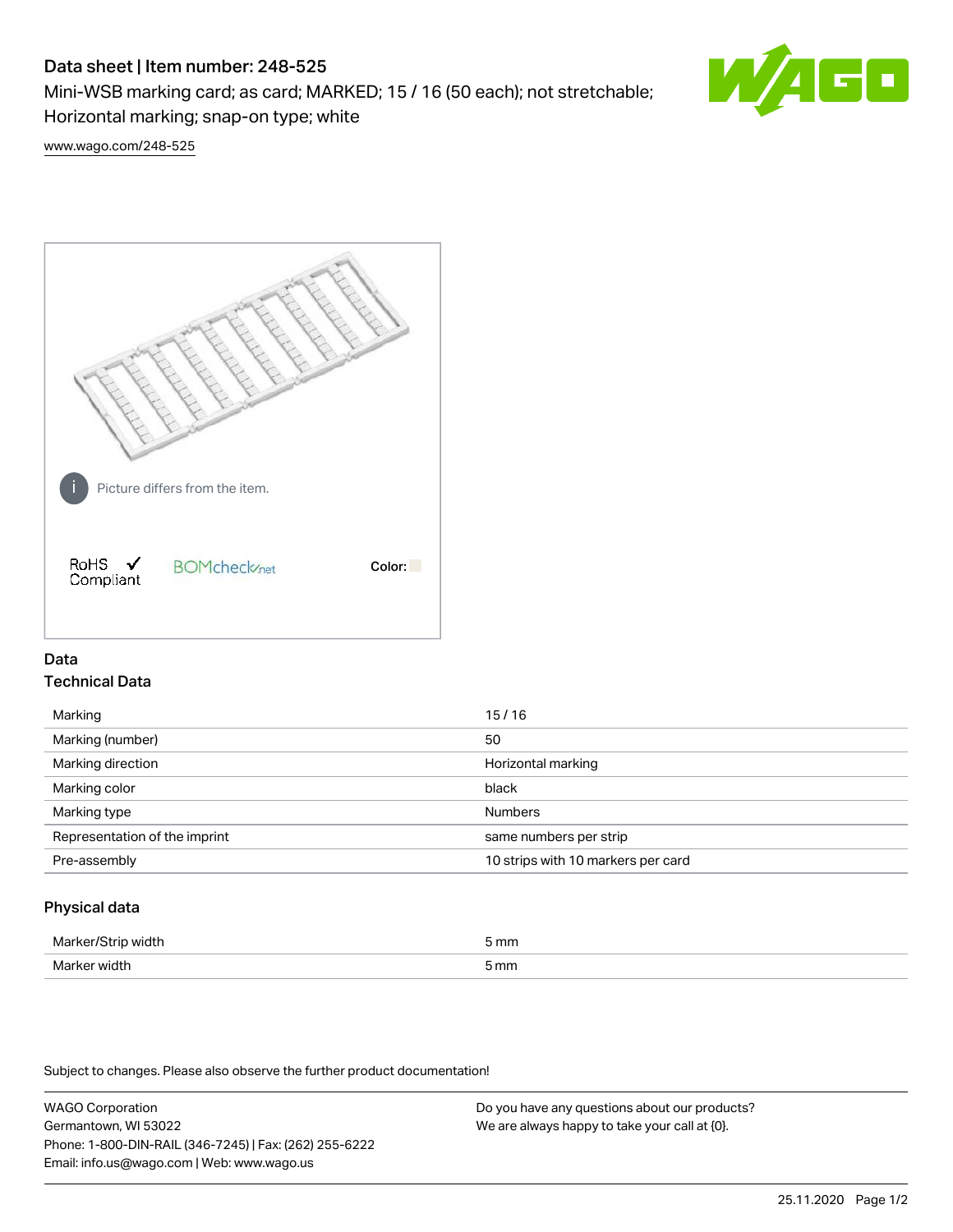# Data sheet | Item number: 248-525

Mini-WSB marking card; as card; MARKED; 15 / 16 (50 each); not stretchable; Horizontal marking; snap-on type; white

www.wago.com/248-525

Picture differs from the item.

RoHS ✓ Compliant

BOMcheck.net

Color:

## Data

### Technical Data

| | |
|---|---|
| Marking | 15 / 16 |
| Marking (number) | 50 |
| Marking direction | Horizontal marking |
| Marking color | black |
| Marking type | Numbers |
| Representation of the imprint | same numbers per strip |
| Pre-assembly | 10 strips with 10 markers per card |

### Physical data

| | |
|---|---|
| Marker/Strip width | 5 mm |
| Marker width | 5 mm |

Subject to changes. Please also observe the further product documentation!

WAGO Corporation
Germantown, WI 53022
Phone: 1-800-DIN-RAIL (346-7245) | Fax: (262) 255-6222
Email: info.us@wago.com | Web: www.wago.us

Do you have any questions about our products?
We are always happy to take your call at {0}.

25.11.2020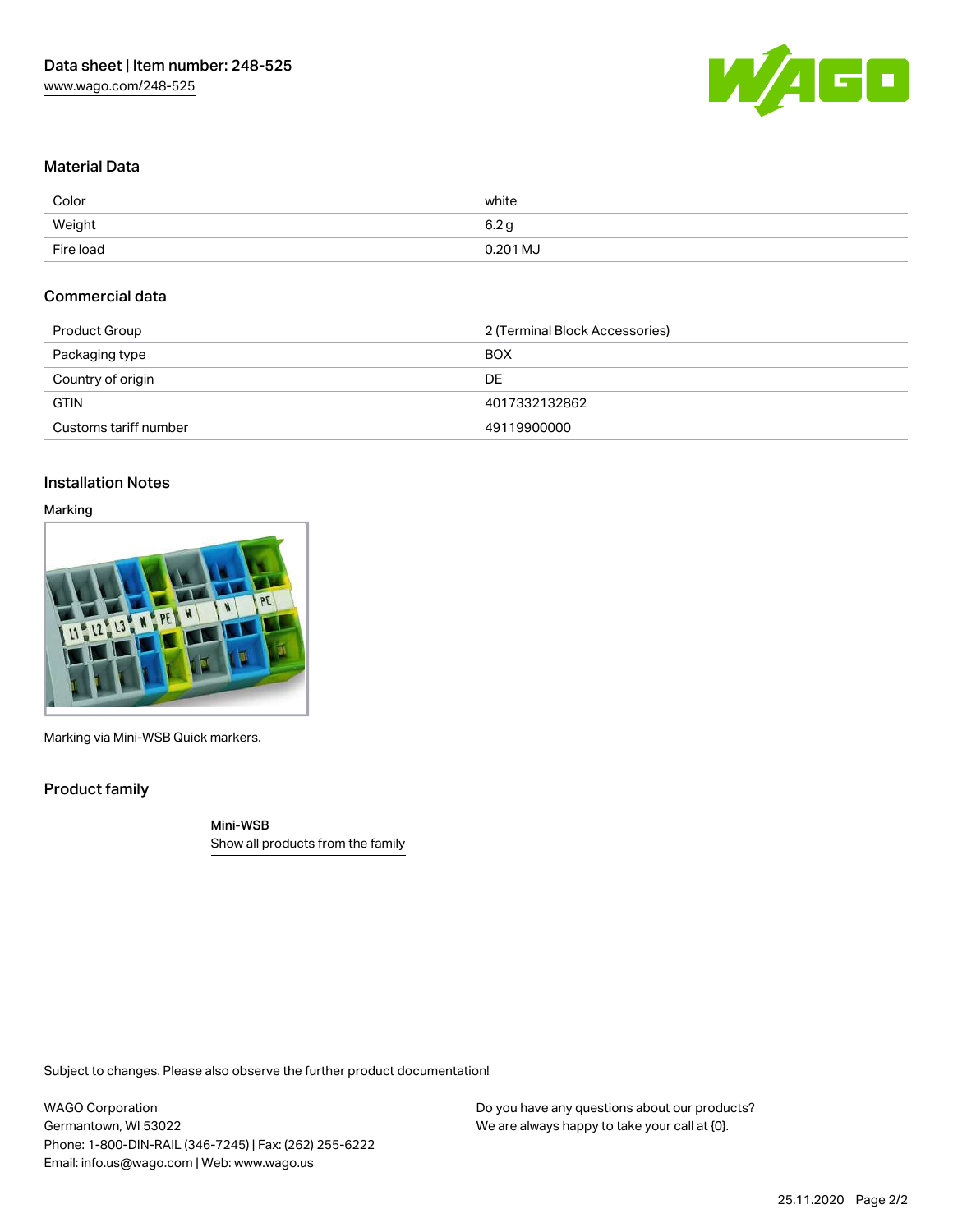Data sheet | Item number: 248-525
www.wago.com/248-525

## Material Data

| | |
|---|---|
| Color | white |
| Weight | 6.2 g |
| Fire load | 0.201 MJ |

## Commercial data

| | |
|---|---|
| Product Group | 2 (Terminal Block Accessories) |
| Packaging type | BOX |
| Country of origin | DE |
| GTIN | 4017332132862 |
| Customs tariff number | 49119900000 |

## Installation Notes

### Marking

Marking via Mini-WSB Quick markers.

## Product family

Mini-WSB
Show all products from the family

Subject to changes. Please also observe the further product documentation!

WAGO Corporation
Germantown, WI 53022
Phone: 1-800-DIN-RAIL (346-7245) | Fax: (262) 255-6222
Email: info.us@wago.com | Web: www.wago.us

Do you have any questions about our products?
We are always happy to take your call at {0}.

25.11.2020